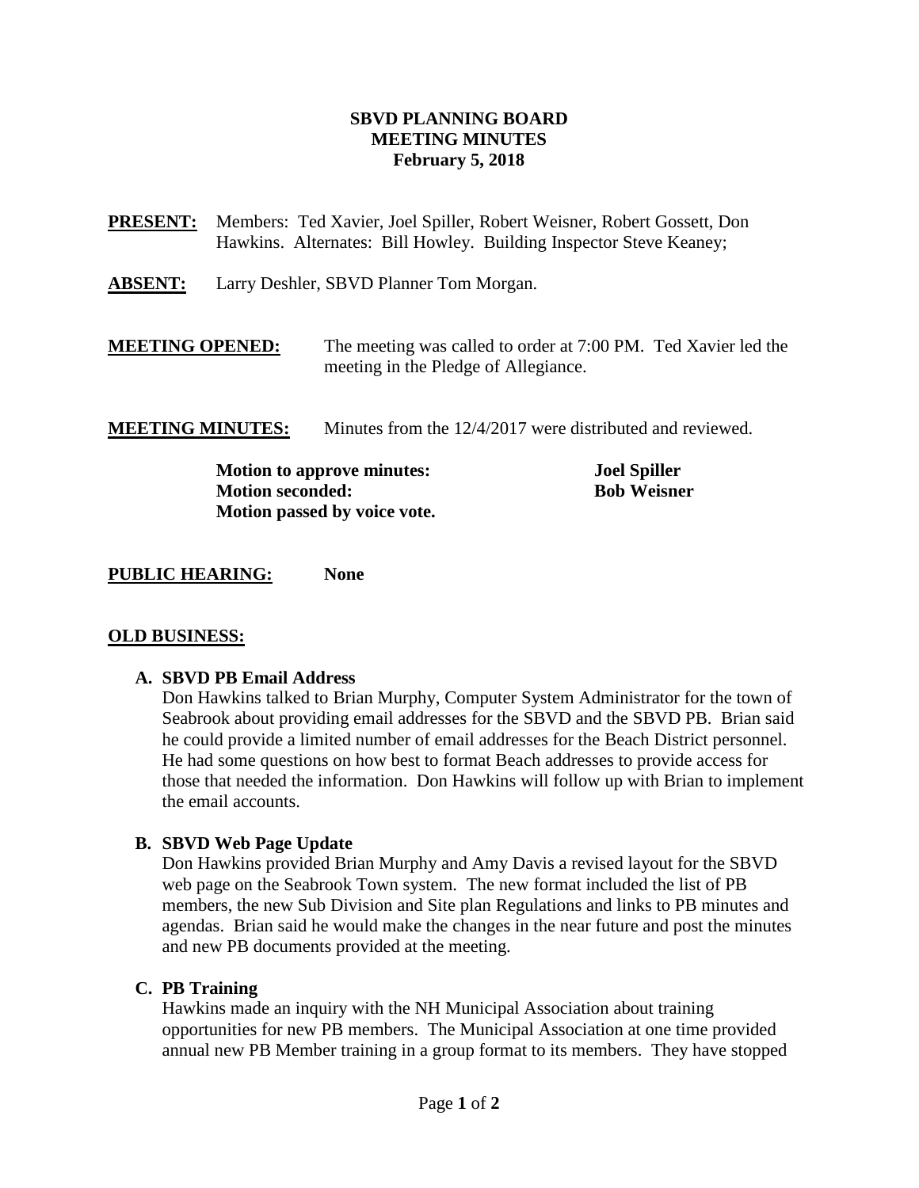# SBVD PLANNING BOARD
# MEETING MINUTES
# February 5, 2018

**PRESENT:** Members: Ted Xavier, Joel Spiller, Robert Weisner, Robert Gossett, Don Hawkins. Alternates: Bill Howley. Building Inspector Steve Keaney;

**ABSENT:** Larry Deshler, SBVD Planner Tom Morgan.

**MEETING OPENED:** The meeting was called to order at 7:00 PM. Ted Xavier led the meeting in the Pledge of Allegiance.

**MEETING MINUTES:** Minutes from the 12/4/2017 were distributed and reviewed.

**Motion to approve minutes:** **Joel Spiller**
**Motion seconded:** **Bob Weisner**
**Motion passed by voice vote.**

**PUBLIC HEARING:** **None**

**OLD BUSINESS:**

**A. SBVD PB Email Address**

Don Hawkins talked to Brian Murphy, Computer System Administrator for the town of Seabrook about providing email addresses for the SBVD and the SBVD PB. Brian said he could provide a limited number of email addresses for the Beach District personnel. He had some questions on how best to format Beach addresses to provide access for those that needed the information. Don Hawkins will follow up with Brian to implement the email accounts.

**B. SBVD Web Page Update**

Don Hawkins provided Brian Murphy and Amy Davis a revised layout for the SBVD web page on the Seabrook Town system. The new format included the list of PB members, the new Sub Division and Site plan Regulations and links to PB minutes and agendas. Brian said he would make the changes in the near future and post the minutes and new PB documents provided at the meeting.

**C. PB Training**

Hawkins made an inquiry with the NH Municipal Association about training opportunities for new PB members. The Municipal Association at one time provided annual new PB Member training in a group format to its members. They have stopped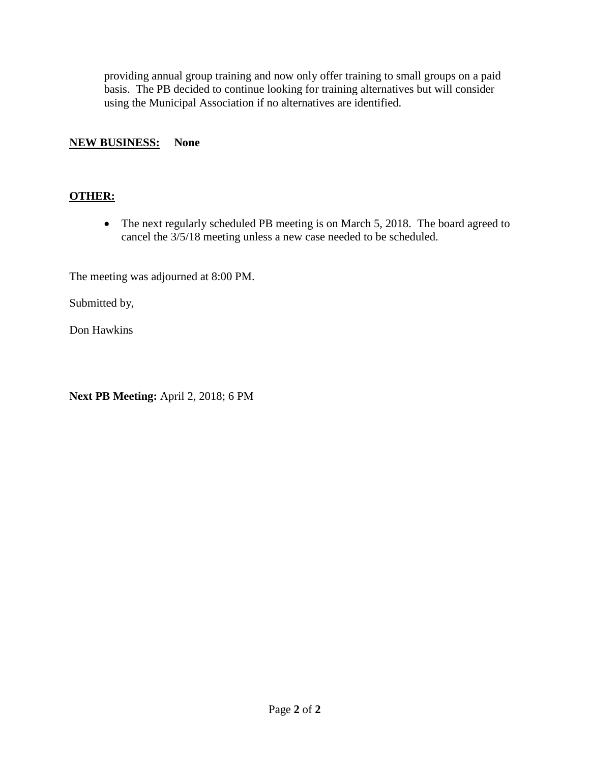providing annual group training and now only offer training to small groups on a paid basis. The PB decided to continue looking for training alternatives but will consider using the Municipal Association if no alternatives are identified.

**<u>NEW BUSINESS:</u>** **None**

**<u>OTHER:</u>**

- The next regularly scheduled PB meeting is on March 5, 2018. The board agreed to cancel the 3/5/18 meeting unless a new case needed to be scheduled.

The meeting was adjourned at 8:00 PM.

Submitted by,

Don Hawkins

**Next PB Meeting:** April 2, 2018; 6 PM